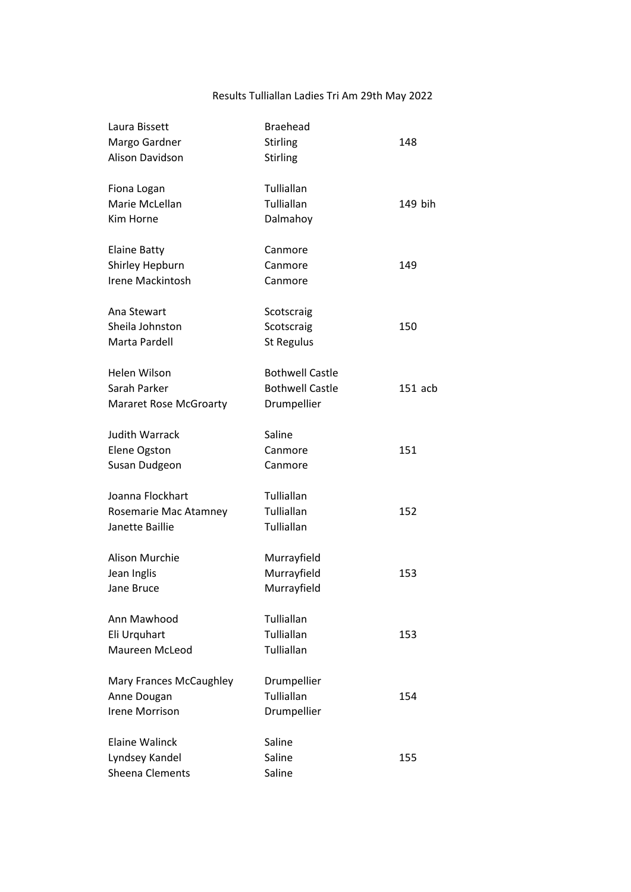# Results Tulliallan Ladies Tri Am 29th May 2022

| Name | Club | Score |
|---|---|---|
| Laura Bissett | Braehead | |
| Margo Gardner | Stirling | 148 |
| Alison Davidson | Stirling | |
| | | |
| Fiona Logan | Tulliallan | |
| Marie McLellan | Tulliallan | 149 bih |
| Kim Horne | Dalmahoy | |
| | | |
| Elaine Batty | Canmore | |
| Shirley Hepburn | Canmore | 149 |
| Irene Mackintosh | Canmore | |
| | | |
| Ana Stewart | Scotscraig | |
| Sheila Johnston | Scotscraig | 150 |
| Marta Pardell | St Regulus | |
| | | |
| Helen Wilson | Bothwell Castle | |
| Sarah Parker | Bothwell Castle | 151 acb |
| Mararet Rose McGroarty | Drumpellier | |
| | | |
| Judith Warrack | Saline | |
| Elene Ogston | Canmore | 151 |
| Susan Dudgeon | Canmore | |
| | | |
| Joanna Flockhart | Tulliallan | |
| Rosemarie Mac Atamney | Tulliallan | 152 |
| Janette Baillie | Tulliallan | |
| | | |
| Alison Murchie | Murrayfield | |
| Jean Inglis | Murrayfield | 153 |
| Jane Bruce | Murrayfield | |
| | | |
| Ann Mawhood | Tulliallan | |
| Eli Urquhart | Tulliallan | 153 |
| Maureen McLeod | Tulliallan | |
| | | |
| Mary Frances McCaughley | Drumpellier | |
| Anne Dougan | Tulliallan | 154 |
| Irene Morrison | Drumpellier | |
| | | |
| Elaine Walinck | Saline | |
| Lyndsey Kandel | Saline | 155 |
| Sheena Clements | Saline | |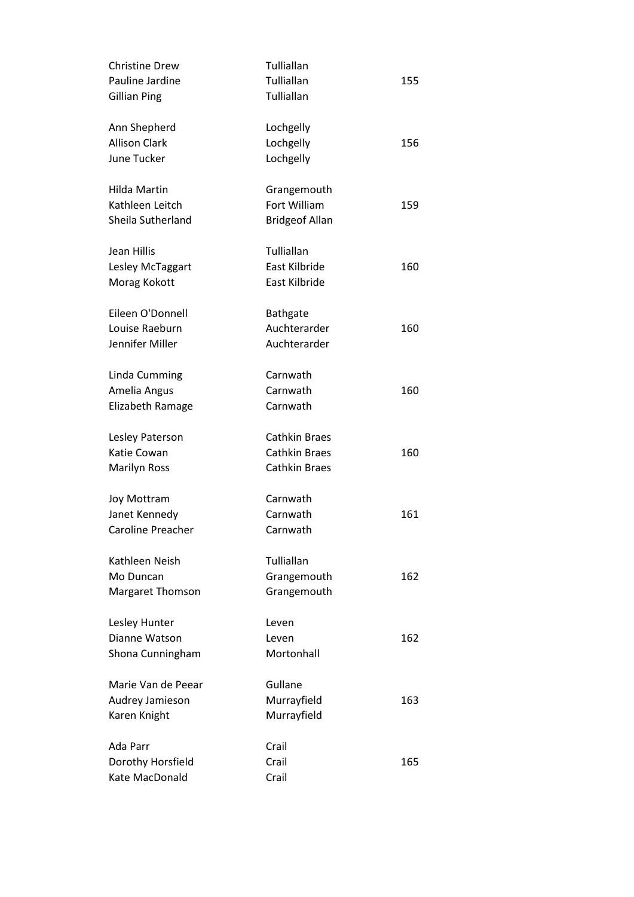| | | |
|---|---|---|
| Christine Drew | Tulliallan | |
| Pauline Jardine | Tulliallan | 155 |
| Gillian Ping | Tulliallan | |
| | | |
| Ann Shepherd | Lochgelly | |
| Allison Clark | Lochgelly | 156 |
| June Tucker | Lochgelly | |
| | | |
| Hilda Martin | Grangemouth | |
| Kathleen Leitch | Fort William | 159 |
| Sheila Sutherland | Bridgeof Allan | |
| | | |
| Jean Hillis | Tulliallan | |
| Lesley McTaggart | East Kilbride | 160 |
| Morag Kokott | East Kilbride | |
| | | |
| Eileen O'Donnell | Bathgate | |
| Louise Raeburn | Auchterarder | 160 |
| Jennifer Miller | Auchterarder | |
| | | |
| Linda Cumming | Carnwath | |
| Amelia Angus | Carnwath | 160 |
| Elizabeth Ramage | Carnwath | |
| | | |
| Lesley Paterson | Cathkin Braes | |
| Katie Cowan | Cathkin Braes | 160 |
| Marilyn Ross | Cathkin Braes | |
| | | |
| Joy Mottram | Carnwath | |
| Janet Kennedy | Carnwath | 161 |
| Caroline Preacher | Carnwath | |
| | | |
| Kathleen Neish | Tulliallan | |
| Mo Duncan | Grangemouth | 162 |
| Margaret Thomson | Grangemouth | |
| | | |
| Lesley Hunter | Leven | |
| Dianne Watson | Leven | 162 |
| Shona Cunningham | Mortonhall | |
| | | |
| Marie Van de Peear | Gullane | |
| Audrey Jamieson | Murrayfield | 163 |
| Karen Knight | Murrayfield | |
| | | |
| Ada Parr | Crail | |
| Dorothy Horsfield | Crail | 165 |
| Kate MacDonald | Crail | |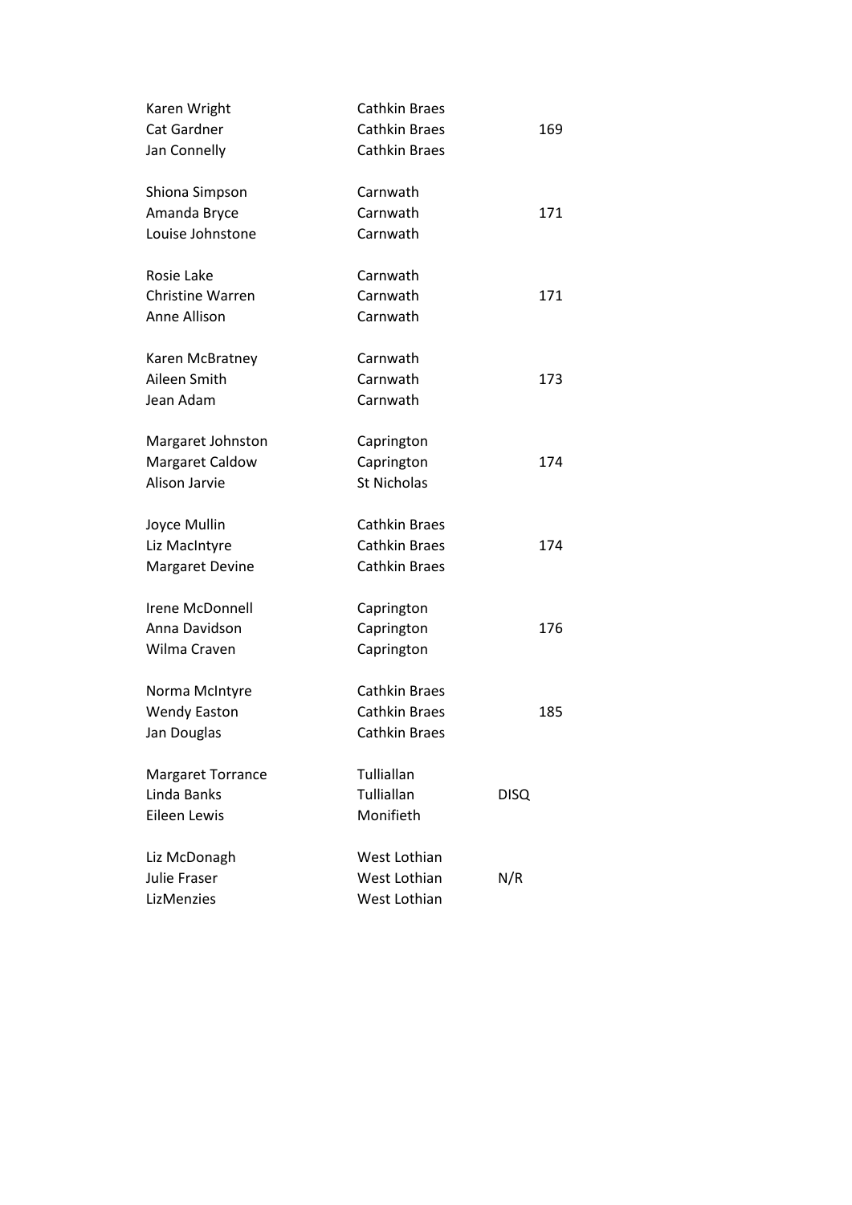| | | |
|---|---|---|
| Karen Wright | Cathkin Braes | |
| Cat Gardner | Cathkin Braes | 169 |
| Jan Connelly | Cathkin Braes | |
| | | |
| Shiona Simpson | Carnwath | |
| Amanda Bryce | Carnwath | 171 |
| Louise Johnstone | Carnwath | |
| | | |
| Rosie Lake | Carnwath | |
| Christine Warren | Carnwath | 171 |
| Anne Allison | Carnwath | |
| | | |
| Karen McBratney | Carnwath | |
| Aileen Smith | Carnwath | 173 |
| Jean Adam | Carnwath | |
| | | |
| Margaret Johnston | Caprington | |
| Margaret Caldow | Caprington | 174 |
| Alison Jarvie | St Nicholas | |
| | | |
| Joyce Mullin | Cathkin Braes | |
| Liz MacIntyre | Cathkin Braes | 174 |
| Margaret Devine | Cathkin Braes | |
| | | |
| Irene McDonnell | Caprington | |
| Anna Davidson | Caprington | 176 |
| Wilma Craven | Caprington | |
| | | |
| Norma McIntyre | Cathkin Braes | |
| Wendy Easton | Cathkin Braes | 185 |
| Jan Douglas | Cathkin Braes | |
| | | |
| Margaret Torrance | Tulliallan | |
| Linda Banks | Tulliallan | DISQ |
| Eileen Lewis | Monifieth | |
| | | |
| Liz McDonagh | West Lothian | |
| Julie Fraser | West Lothian | N/R |
| LizMenzies | West Lothian | |